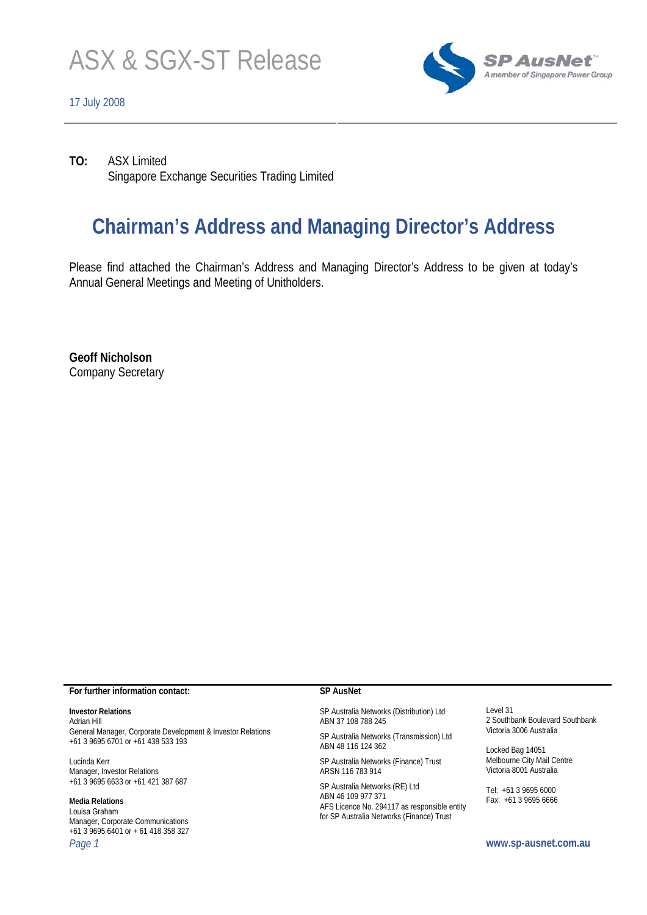# ASX & SGX-ST Release

17 July 2008

SP AusNet
A member of Singapore Power Group

**TO:** ASX Limited
Singapore Exchange Securities Trading Limited

## Chairman's Address and Managing Director's Address

Please find attached the Chairman's Address and Managing Director's Address to be given at today's Annual General Meetings and Meeting of Unitholders.

**Geoff Nicholson**
Company Secretary

**For further information contact:**

**Investor Relations**
Adrian Hill
General Manager, Corporate Development & Investor Relations
+61 3 9695 6701 or +61 438 533 193

Lucinda Kerr
Manager, Investor Relations
+61 3 9695 6633 or +61 421 387 687

**Media Relations**
Louisa Graham
Manager, Corporate Communications
+61 3 9695 6401 or + 61 418 358 327

**SP AusNet**

SP Australia Networks (Distribution) Ltd
ABN 37 108 788 245

SP Australia Networks (Transmission) Ltd
ABN 48 116 124 362

SP Australia Networks (Finance) Trust
ARSN 116 783 914

SP Australia Networks (RE) Ltd
ABN 46 109 977 371
AFS Licence No. 294117 as responsible entity for SP Australia Networks (Finance) Trust

Level 31
2 Southbank Boulevard Southbank
Victoria 3006 Australia

Locked Bag 14051
Melbourne City Mail Centre
Victoria 8001 Australia

Tel: +61 3 9695 6000
Fax: +61 3 9695 6666

www.sp-ausnet.com.au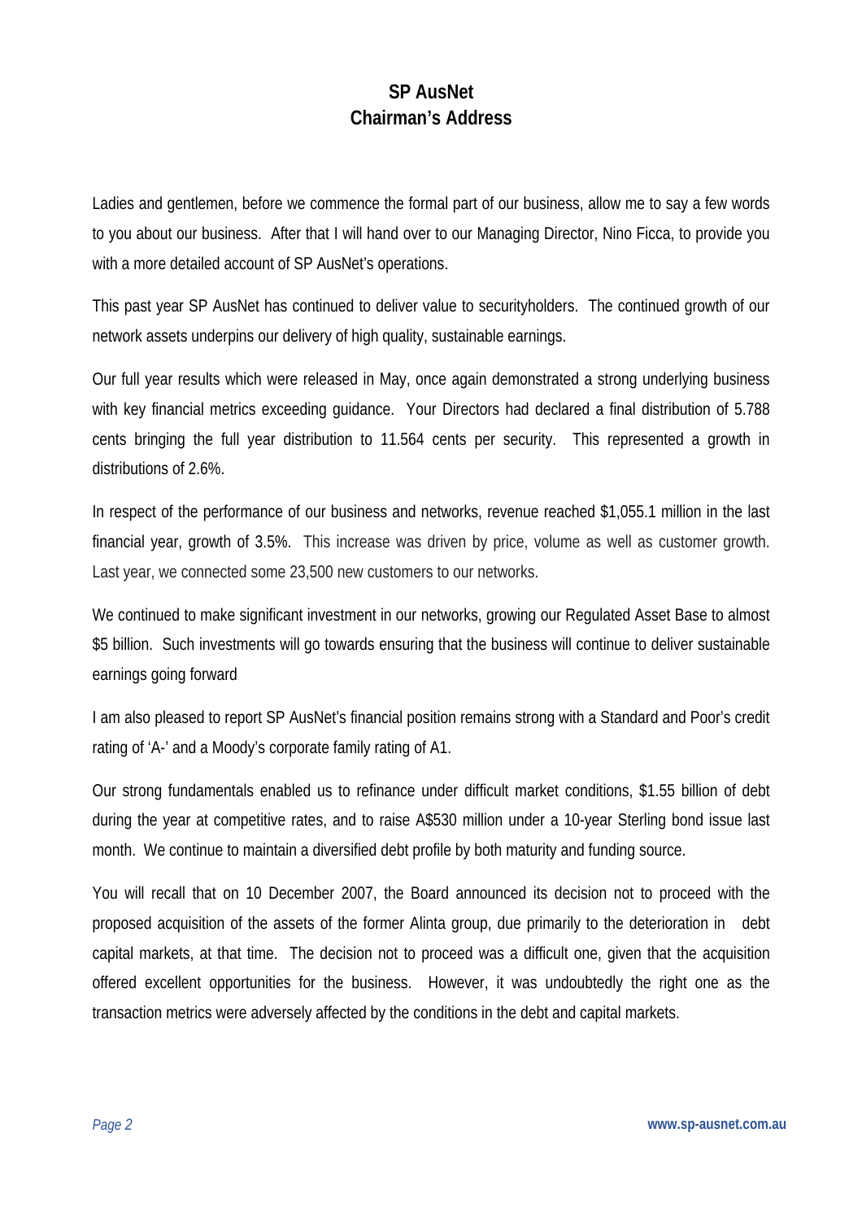# SP AusNet
## Chairman's Address

Ladies and gentlemen, before we commence the formal part of our business, allow me to say a few words to you about our business. After that I will hand over to our Managing Director, Nino Ficca, to provide you with a more detailed account of SP AusNet's operations.

This past year SP AusNet has continued to deliver value to securityholders. The continued growth of our network assets underpins our delivery of high quality, sustainable earnings.

Our full year results which were released in May, once again demonstrated a strong underlying business with key financial metrics exceeding guidance. Your Directors had declared a final distribution of 5.788 cents bringing the full year distribution to 11.564 cents per security. This represented a growth in distributions of 2.6%.

In respect of the performance of our business and networks, revenue reached $1,055.1 million in the last financial year, growth of 3.5%. This increase was driven by price, volume as well as customer growth. Last year, we connected some 23,500 new customers to our networks.

We continued to make significant investment in our networks, growing our Regulated Asset Base to almost $5 billion. Such investments will go towards ensuring that the business will continue to deliver sustainable earnings going forward

I am also pleased to report SP AusNet's financial position remains strong with a Standard and Poor's credit rating of 'A-' and a Moody's corporate family rating of A1.

Our strong fundamentals enabled us to refinance under difficult market conditions, $1.55 billion of debt during the year at competitive rates, and to raise A$530 million under a 10-year Sterling bond issue last month. We continue to maintain a diversified debt profile by both maturity and funding source.

You will recall that on 10 December 2007, the Board announced its decision not to proceed with the proposed acquisition of the assets of the former Alinta group, due primarily to the deterioration in debt capital markets, at that time. The decision not to proceed was a difficult one, given that the acquisition offered excellent opportunities for the business. However, it was undoubtedly the right one as the transaction metrics were adversely affected by the conditions in the debt and capital markets.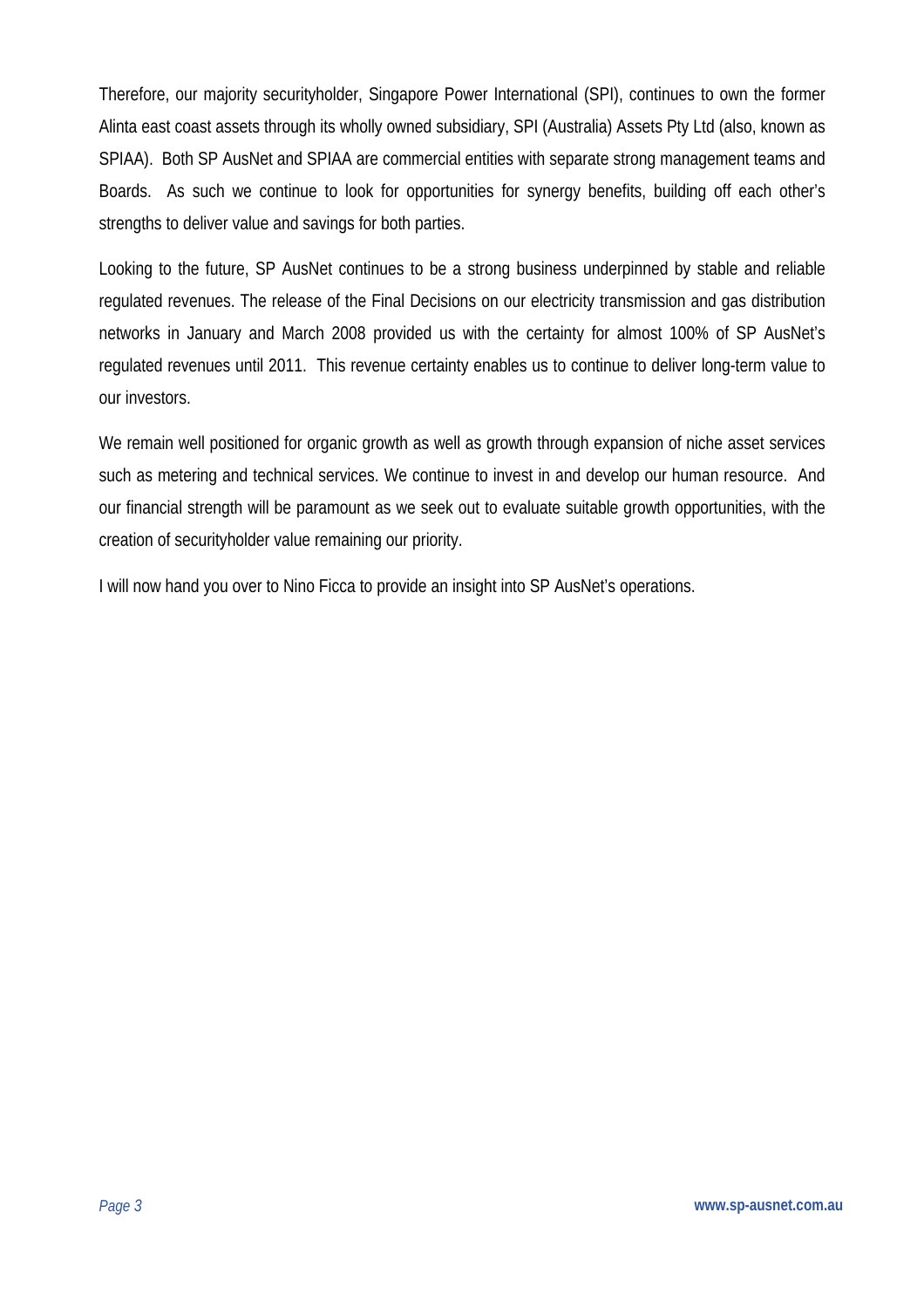Therefore, our majority securityholder, Singapore Power International (SPI), continues to own the former Alinta east coast assets through its wholly owned subsidiary, SPI (Australia) Assets Pty Ltd (also, known as SPIAA). Both SP AusNet and SPIAA are commercial entities with separate strong management teams and Boards. As such we continue to look for opportunities for synergy benefits, building off each other's strengths to deliver value and savings for both parties.

Looking to the future, SP AusNet continues to be a strong business underpinned by stable and reliable regulated revenues. The release of the Final Decisions on our electricity transmission and gas distribution networks in January and March 2008 provided us with the certainty for almost 100% of SP AusNet's regulated revenues until 2011. This revenue certainty enables us to continue to deliver long-term value to our investors.

We remain well positioned for organic growth as well as growth through expansion of niche asset services such as metering and technical services. We continue to invest in and develop our human resource. And our financial strength will be paramount as we seek out to evaluate suitable growth opportunities, with the creation of securityholder value remaining our priority.

I will now hand you over to Nino Ficca to provide an insight into SP AusNet's operations.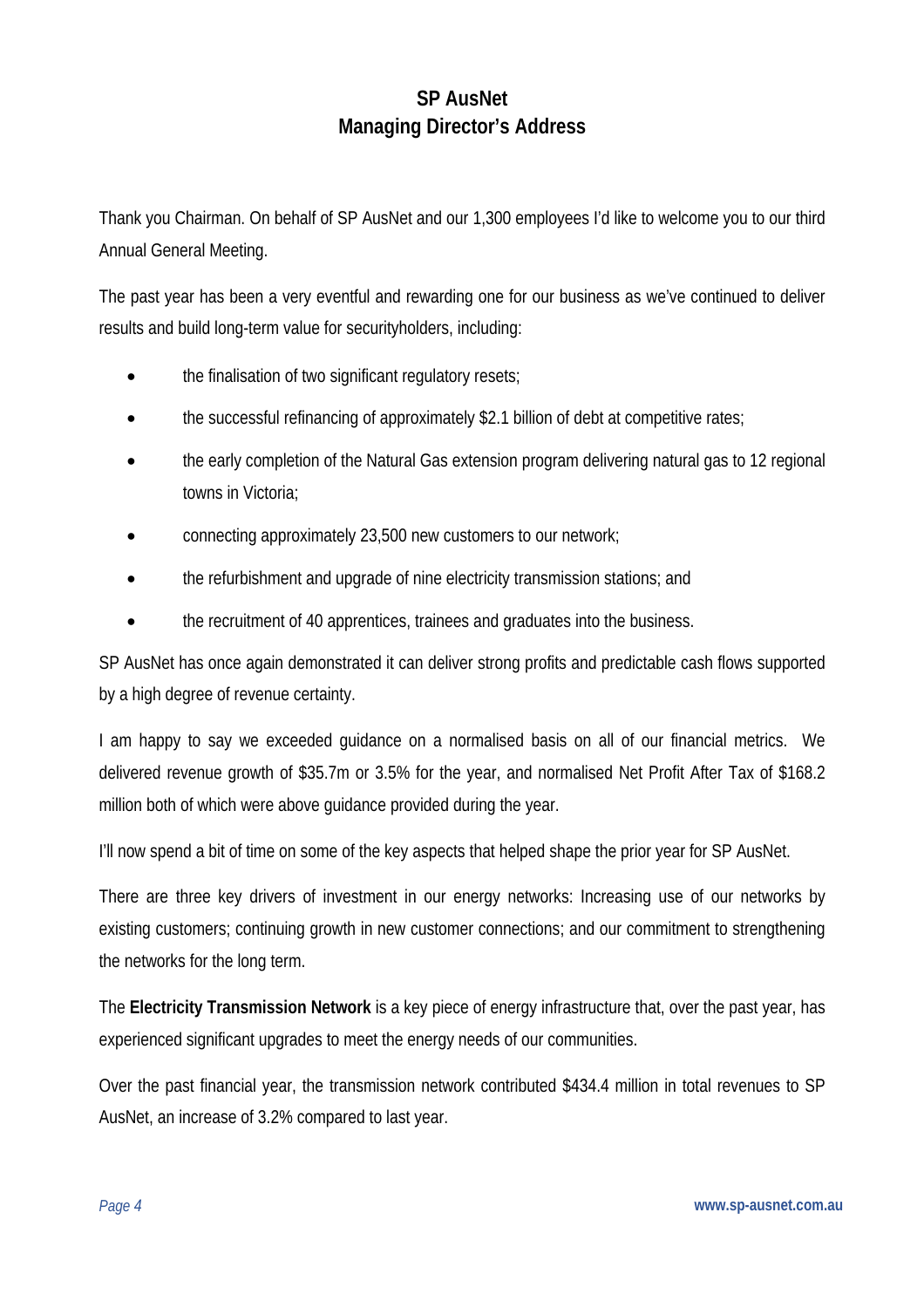# SP AusNet
## Managing Director's Address

Thank you Chairman. On behalf of SP AusNet and our 1,300 employees I'd like to welcome you to our third Annual General Meeting.

The past year has been a very eventful and rewarding one for our business as we've continued to deliver results and build long-term value for securityholders, including:

- the finalisation of two significant regulatory resets;
- the successful refinancing of approximately $2.1 billion of debt at competitive rates;
- the early completion of the Natural Gas extension program delivering natural gas to 12 regional towns in Victoria;
- connecting approximately 23,500 new customers to our network;
- the refurbishment and upgrade of nine electricity transmission stations; and
- the recruitment of 40 apprentices, trainees and graduates into the business.

SP AusNet has once again demonstrated it can deliver strong profits and predictable cash flows supported by a high degree of revenue certainty.

I am happy to say we exceeded guidance on a normalised basis on all of our financial metrics. We delivered revenue growth of $35.7m or 3.5% for the year, and normalised Net Profit After Tax of $168.2 million both of which were above guidance provided during the year.

I'll now spend a bit of time on some of the key aspects that helped shape the prior year for SP AusNet.

There are three key drivers of investment in our energy networks: Increasing use of our networks by existing customers; continuing growth in new customer connections; and our commitment to strengthening the networks for the long term.

The **Electricity Transmission Network** is a key piece of energy infrastructure that, over the past year, has experienced significant upgrades to meet the energy needs of our communities.

Over the past financial year, the transmission network contributed $434.4 million in total revenues to SP AusNet, an increase of 3.2% compared to last year.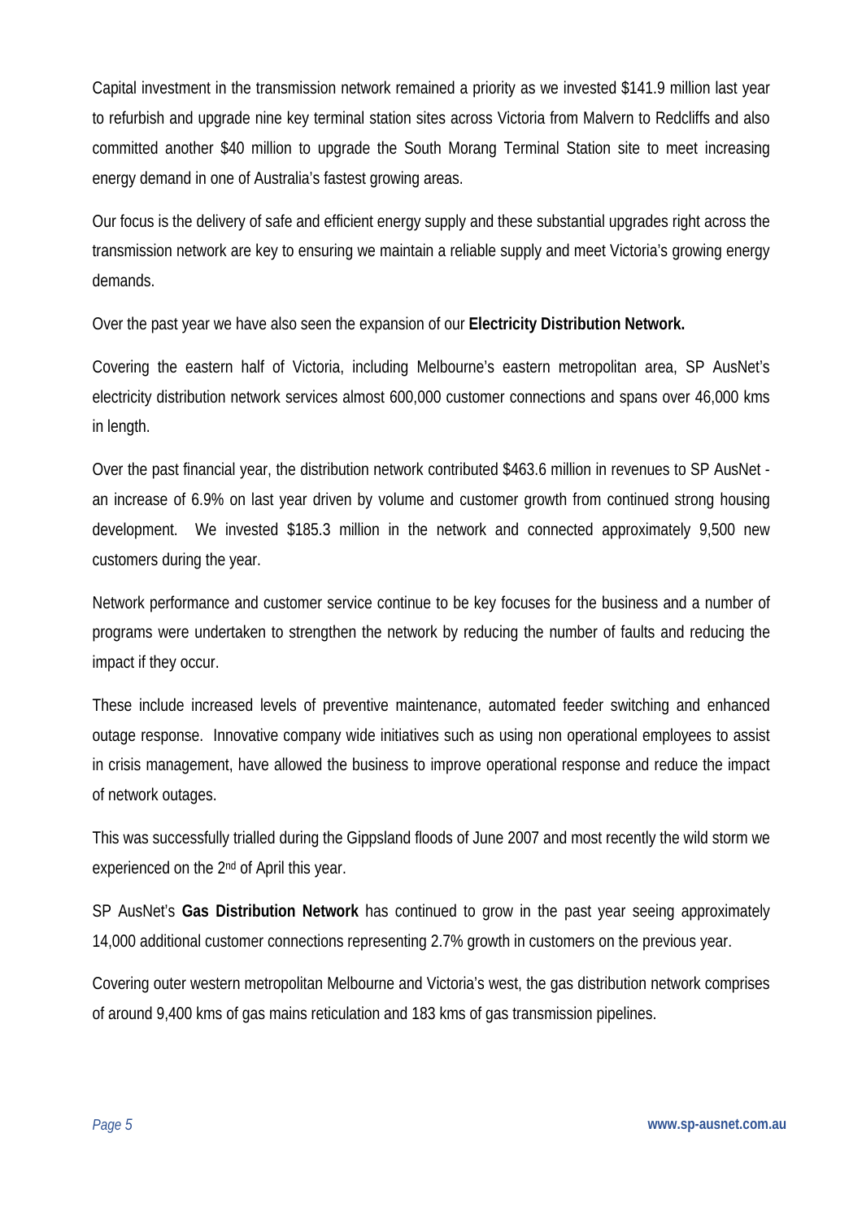Capital investment in the transmission network remained a priority as we invested $141.9 million last year to refurbish and upgrade nine key terminal station sites across Victoria from Malvern to Redcliffs and also committed another $40 million to upgrade the South Morang Terminal Station site to meet increasing energy demand in one of Australia's fastest growing areas.

Our focus is the delivery of safe and efficient energy supply and these substantial upgrades right across the transmission network are key to ensuring we maintain a reliable supply and meet Victoria's growing energy demands.

Over the past year we have also seen the expansion of our **Electricity Distribution Network.**

Covering the eastern half of Victoria, including Melbourne's eastern metropolitan area, SP AusNet's electricity distribution network services almost 600,000 customer connections and spans over 46,000 kms in length.

Over the past financial year, the distribution network contributed $463.6 million in revenues to SP AusNet - an increase of 6.9% on last year driven by volume and customer growth from continued strong housing development. We invested $185.3 million in the network and connected approximately 9,500 new customers during the year.

Network performance and customer service continue to be key focuses for the business and a number of programs were undertaken to strengthen the network by reducing the number of faults and reducing the impact if they occur.

These include increased levels of preventive maintenance, automated feeder switching and enhanced outage response. Innovative company wide initiatives such as using non operational employees to assist in crisis management, have allowed the business to improve operational response and reduce the impact of network outages.

This was successfully trialled during the Gippsland floods of June 2007 and most recently the wild storm we experienced on the 2nd of April this year.

SP AusNet's **Gas Distribution Network** has continued to grow in the past year seeing approximately 14,000 additional customer connections representing 2.7% growth in customers on the previous year.

Covering outer western metropolitan Melbourne and Victoria's west, the gas distribution network comprises of around 9,400 kms of gas mains reticulation and 183 kms of gas transmission pipelines.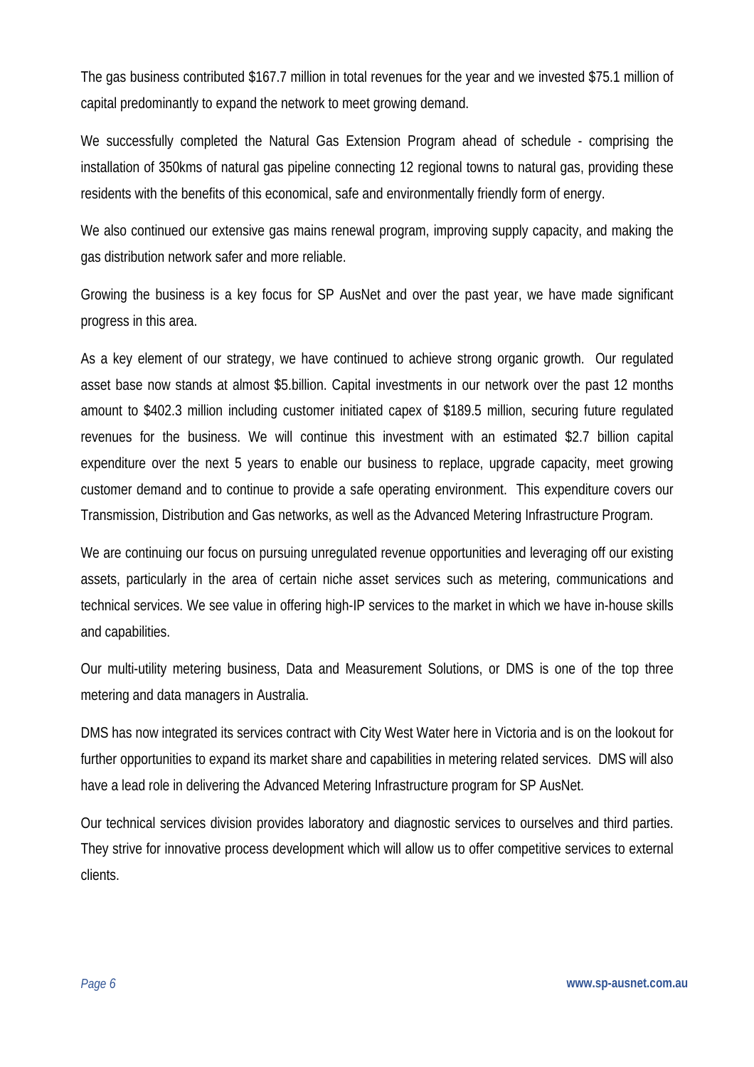The gas business contributed $167.7 million in total revenues for the year and we invested $75.1 million of capital predominantly to expand the network to meet growing demand.

We successfully completed the Natural Gas Extension Program ahead of schedule - comprising the installation of 350kms of natural gas pipeline connecting 12 regional towns to natural gas, providing these residents with the benefits of this economical, safe and environmentally friendly form of energy.

We also continued our extensive gas mains renewal program, improving supply capacity, and making the gas distribution network safer and more reliable.

Growing the business is a key focus for SP AusNet and over the past year, we have made significant progress in this area.

As a key element of our strategy, we have continued to achieve strong organic growth. Our regulated asset base now stands at almost $5.billion. Capital investments in our network over the past 12 months amount to $402.3 million including customer initiated capex of $189.5 million, securing future regulated revenues for the business. We will continue this investment with an estimated $2.7 billion capital expenditure over the next 5 years to enable our business to replace, upgrade capacity, meet growing customer demand and to continue to provide a safe operating environment. This expenditure covers our Transmission, Distribution and Gas networks, as well as the Advanced Metering Infrastructure Program.

We are continuing our focus on pursuing unregulated revenue opportunities and leveraging off our existing assets, particularly in the area of certain niche asset services such as metering, communications and technical services. We see value in offering high-IP services to the market in which we have in-house skills and capabilities.

Our multi-utility metering business, Data and Measurement Solutions, or DMS is one of the top three metering and data managers in Australia.

DMS has now integrated its services contract with City West Water here in Victoria and is on the lookout for further opportunities to expand its market share and capabilities in metering related services. DMS will also have a lead role in delivering the Advanced Metering Infrastructure program for SP AusNet.

Our technical services division provides laboratory and diagnostic services to ourselves and third parties. They strive for innovative process development which will allow us to offer competitive services to external clients.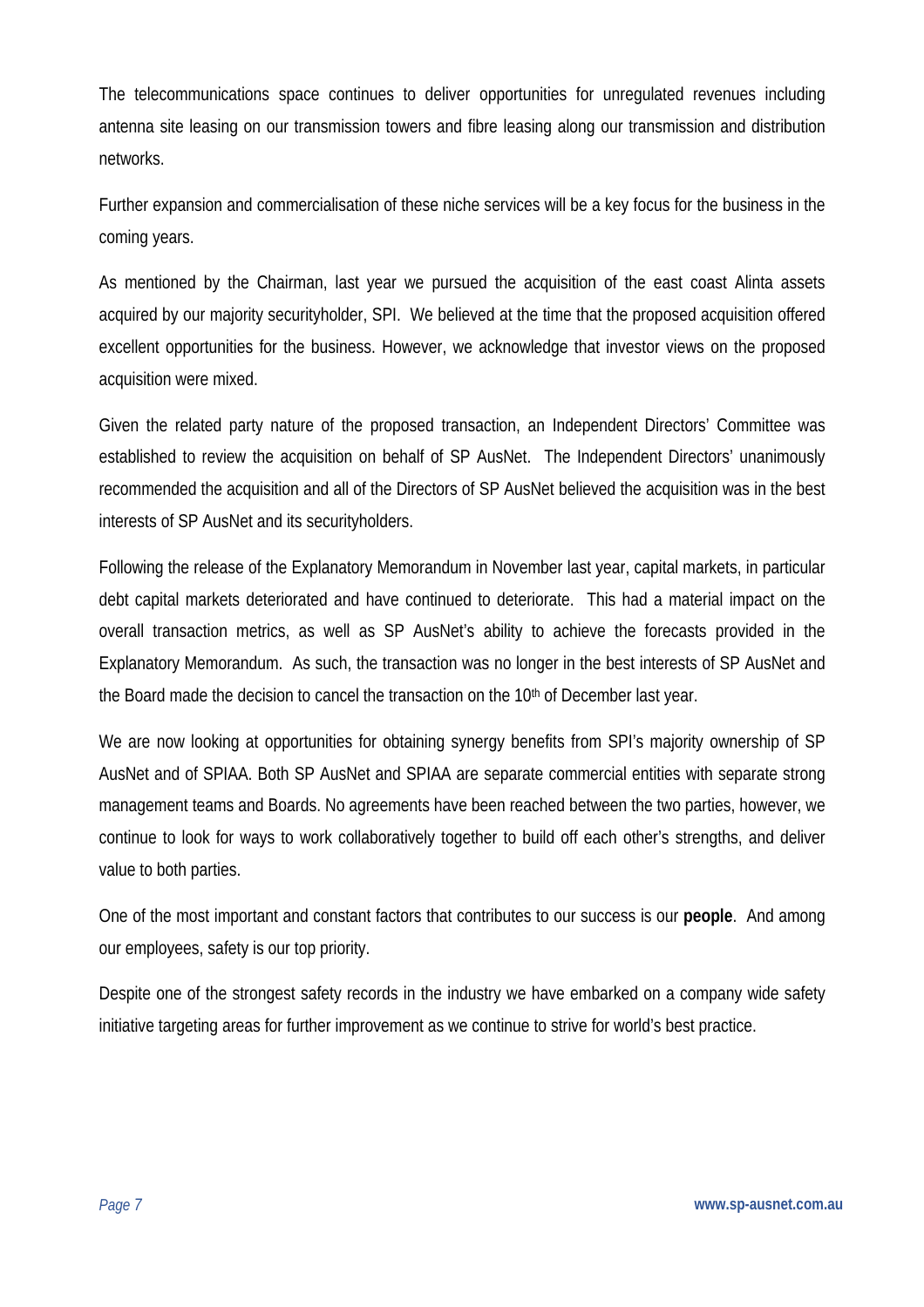The telecommunications space continues to deliver opportunities for unregulated revenues including antenna site leasing on our transmission towers and fibre leasing along our transmission and distribution networks.

Further expansion and commercialisation of these niche services will be a key focus for the business in the coming years.

As mentioned by the Chairman, last year we pursued the acquisition of the east coast Alinta assets acquired by our majority securityholder, SPI. We believed at the time that the proposed acquisition offered excellent opportunities for the business. However, we acknowledge that investor views on the proposed acquisition were mixed.

Given the related party nature of the proposed transaction, an Independent Directors' Committee was established to review the acquisition on behalf of SP AusNet. The Independent Directors' unanimously recommended the acquisition and all of the Directors of SP AusNet believed the acquisition was in the best interests of SP AusNet and its securityholders.

Following the release of the Explanatory Memorandum in November last year, capital markets, in particular debt capital markets deteriorated and have continued to deteriorate. This had a material impact on the overall transaction metrics, as well as SP AusNet's ability to achieve the forecasts provided in the Explanatory Memorandum. As such, the transaction was no longer in the best interests of SP AusNet and the Board made the decision to cancel the transaction on the 10th of December last year.

We are now looking at opportunities for obtaining synergy benefits from SPI's majority ownership of SP AusNet and of SPIAA. Both SP AusNet and SPIAA are separate commercial entities with separate strong management teams and Boards. No agreements have been reached between the two parties, however, we continue to look for ways to work collaboratively together to build off each other's strengths, and deliver value to both parties.

One of the most important and constant factors that contributes to our success is our **people**. And among our employees, safety is our top priority.

Despite one of the strongest safety records in the industry we have embarked on a company wide safety initiative targeting areas for further improvement as we continue to strive for world's best practice.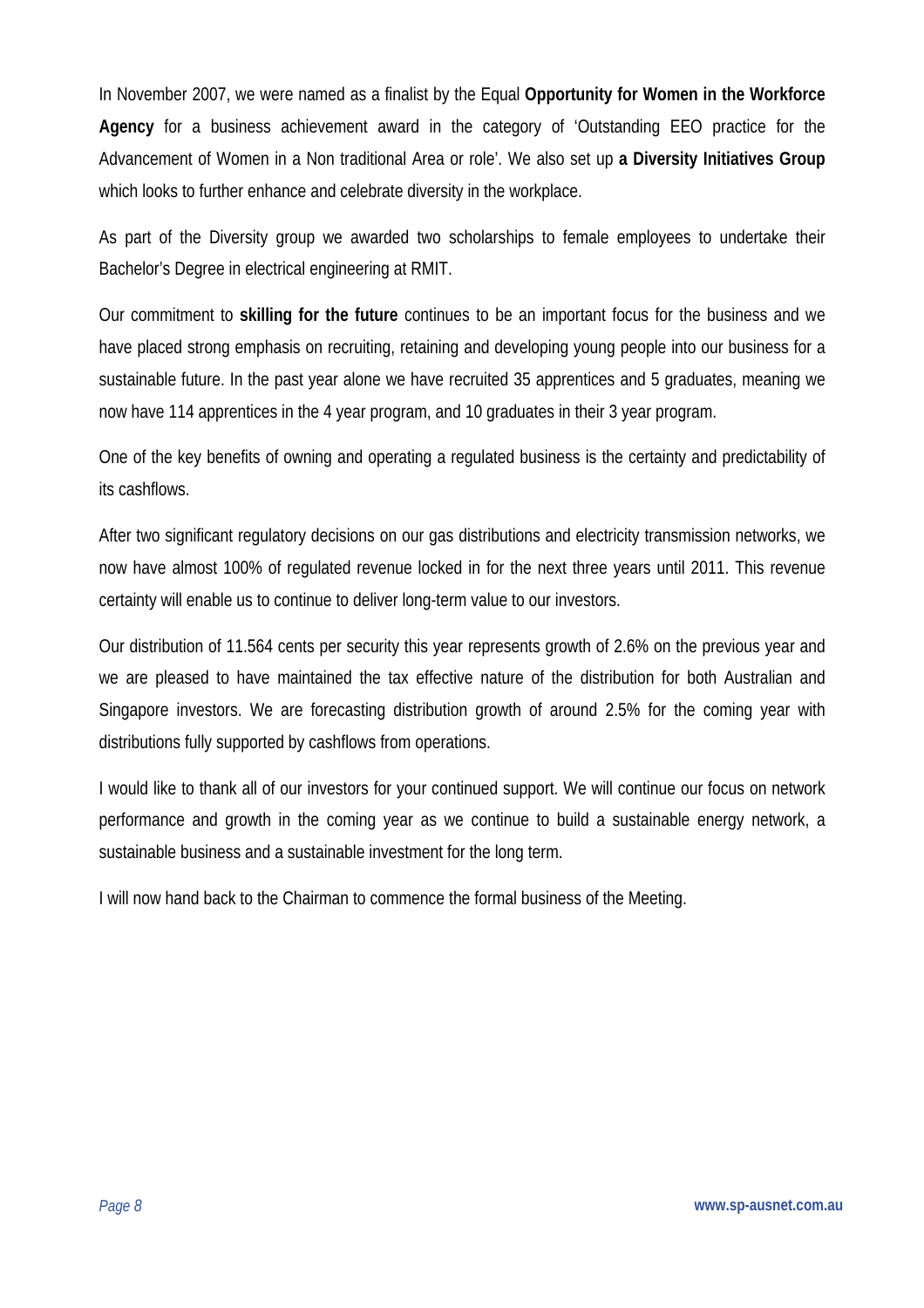In November 2007, we were named as a finalist by the Equal **Opportunity for Women in the Workforce Agency** for a business achievement award in the category of 'Outstanding EEO practice for the Advancement of Women in a Non traditional Area or role'. We also set up **a Diversity Initiatives Group** which looks to further enhance and celebrate diversity in the workplace.

As part of the Diversity group we awarded two scholarships to female employees to undertake their Bachelor's Degree in electrical engineering at RMIT.

Our commitment to **skilling for the future** continues to be an important focus for the business and we have placed strong emphasis on recruiting, retaining and developing young people into our business for a sustainable future. In the past year alone we have recruited 35 apprentices and 5 graduates, meaning we now have 114 apprentices in the 4 year program, and 10 graduates in their 3 year program.

One of the key benefits of owning and operating a regulated business is the certainty and predictability of its cashflows.

After two significant regulatory decisions on our gas distributions and electricity transmission networks, we now have almost 100% of regulated revenue locked in for the next three years until 2011. This revenue certainty will enable us to continue to deliver long-term value to our investors.

Our distribution of 11.564 cents per security this year represents growth of 2.6% on the previous year and we are pleased to have maintained the tax effective nature of the distribution for both Australian and Singapore investors. We are forecasting distribution growth of around 2.5% for the coming year with distributions fully supported by cashflows from operations.

I would like to thank all of our investors for your continued support. We will continue our focus on network performance and growth in the coming year as we continue to build a sustainable energy network, a sustainable business and a sustainable investment for the long term.

I will now hand back to the Chairman to commence the formal business of the Meeting.